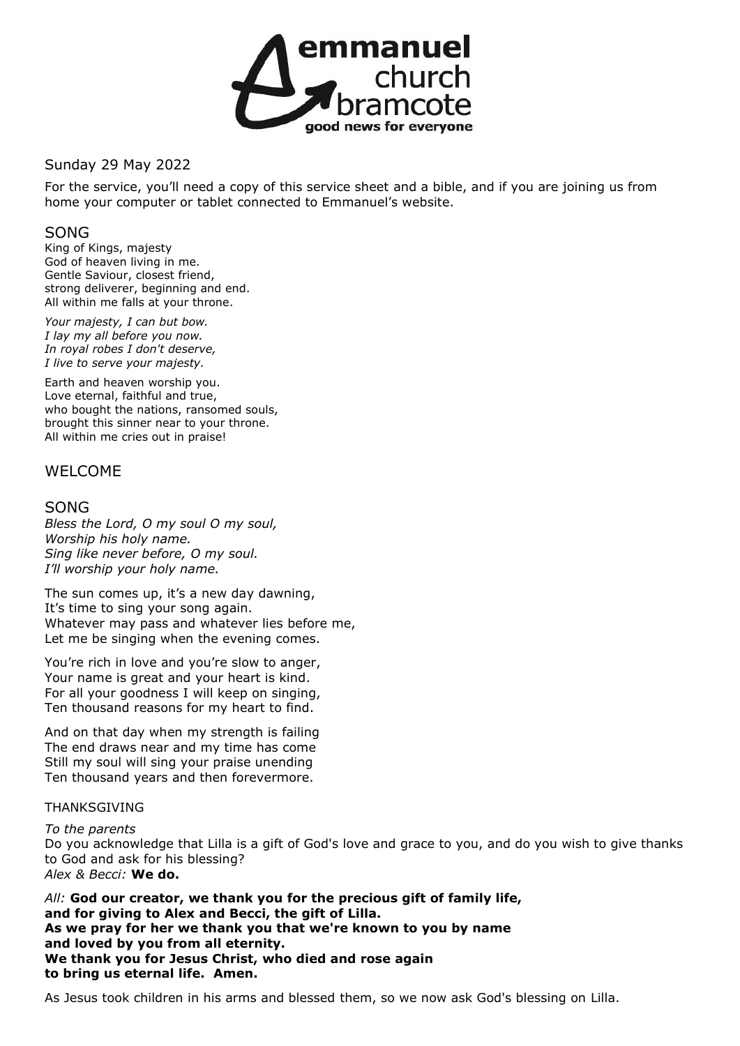emmanuel church bramcote
good news for everyone

Sunday 29 May 2022

For the service, you'll need a copy of this service sheet and a bible, and if you are joining us from home your computer or tablet connected to Emmanuel's website.

## SONG

King of Kings, majesty
God of heaven living in me.
Gentle Saviour, closest friend,
strong deliverer, beginning and end.
All within me falls at your throne.

*Your majesty, I can but bow.*
*I lay my all before you now.*
*In royal robes I don't deserve,*
*I live to serve your majesty.*

Earth and heaven worship you.
Love eternal, faithful and true,
who bought the nations, ransomed souls,
brought this sinner near to your throne.
All within me cries out in praise!

## WELCOME

## SONG

*Bless the Lord, O my soul O my soul,*
*Worship his holy name.*
*Sing like never before, O my soul.*
*I'll worship your holy name.*

The sun comes up, it's a new day dawning,
It's time to sing your song again.
Whatever may pass and whatever lies before me,
Let me be singing when the evening comes.

You're rich in love and you're slow to anger,
Your name is great and your heart is kind.
For all your goodness I will keep on singing,
Ten thousand reasons for my heart to find.

And on that day when my strength is failing
The end draws near and my time has come
Still my soul will sing your praise unending
Ten thousand years and then forevermore.

### THANKSGIVING

*To the parents*
Do you acknowledge that Lilla is a gift of God's love and grace to you, and do you wish to give thanks to God and ask for his blessing?
*Alex & Becci:* **We do.**

*All:* **God our creator, we thank you for the precious gift of family life,**
**and for giving to Alex and Becci, the gift of Lilla.**
**As we pray for her we thank you that we're known to you by name**
**and loved by you from all eternity.**
**We thank you for Jesus Christ, who died and rose again**
**to bring us eternal life. Amen.**

As Jesus took children in his arms and blessed them, so we now ask God's blessing on Lilla.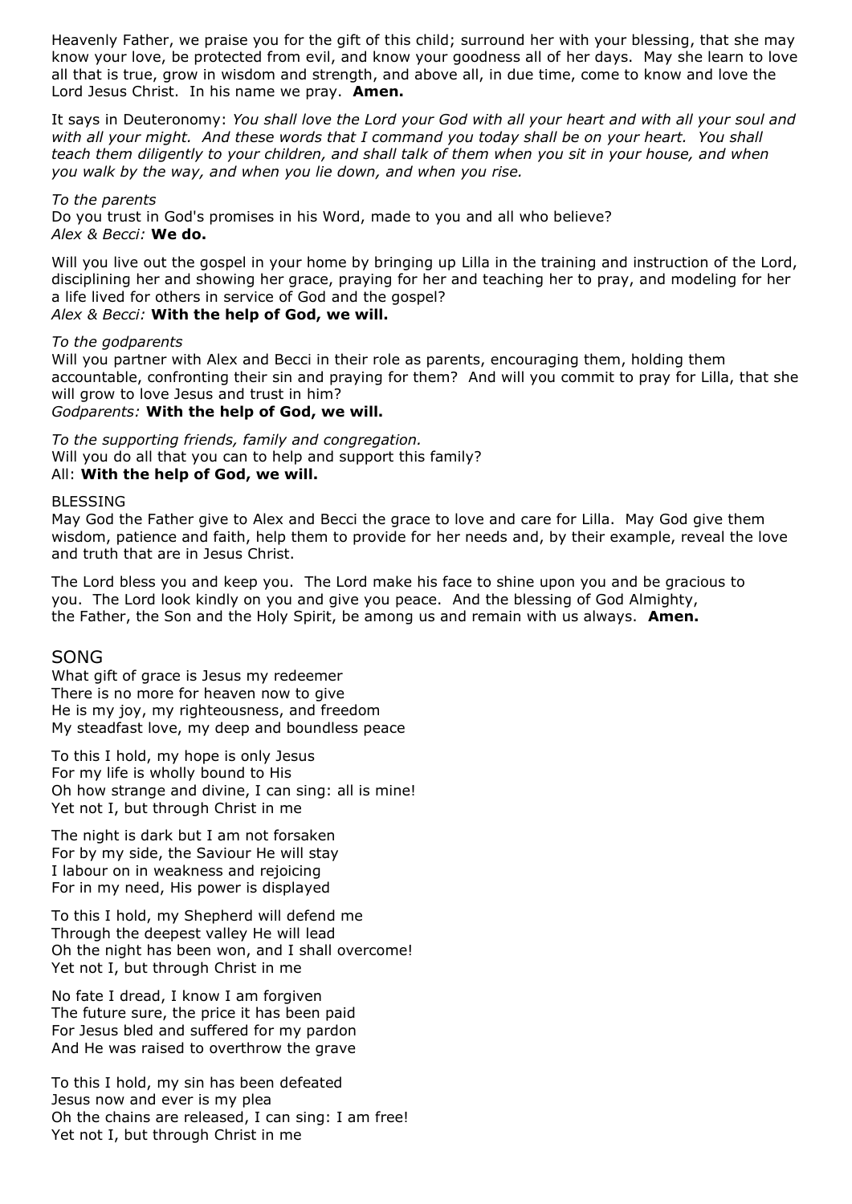Heavenly Father, we praise you for the gift of this child; surround her with your blessing, that she may know your love, be protected from evil, and know your goodness all of her days. May she learn to love all that is true, grow in wisdom and strength, and above all, in due time, come to know and love the Lord Jesus Christ. In his name we pray. **Amen.**

It says in Deuteronomy: *You shall love the Lord your God with all your heart and with all your soul and with all your might. And these words that I command you today shall be on your heart. You shall teach them diligently to your children, and shall talk of them when you sit in your house, and when you walk by the way, and when you lie down, and when you rise.*

*To the parents*
Do you trust in God's promises in his Word, made to you and all who believe?
*Alex & Becci:* **We do.**

Will you live out the gospel in your home by bringing up Lilla in the training and instruction of the Lord, disciplining her and showing her grace, praying for her and teaching her to pray, and modeling for her a life lived for others in service of God and the gospel?
*Alex & Becci:* **With the help of God, we will.**

*To the godparents*
Will you partner with Alex and Becci in their role as parents, encouraging them, holding them accountable, confronting their sin and praying for them? And will you commit to pray for Lilla, that she will grow to love Jesus and trust in him?
*Godparents:* **With the help of God, we will.**

*To the supporting friends, family and congregation.*
Will you do all that you can to help and support this family?
All: **With the help of God, we will.**

BLESSING
May God the Father give to Alex and Becci the grace to love and care for Lilla. May God give them wisdom, patience and faith, help them to provide for her needs and, by their example, reveal the love and truth that are in Jesus Christ.

The Lord bless you and keep you. The Lord make his face to shine upon you and be gracious to you. The Lord look kindly on you and give you peace. And the blessing of God Almighty, the Father, the Son and the Holy Spirit, be among us and remain with us always. **Amen.**

## SONG

What gift of grace is Jesus my redeemer
There is no more for heaven now to give
He is my joy, my righteousness, and freedom
My steadfast love, my deep and boundless peace

To this I hold, my hope is only Jesus
For my life is wholly bound to His
Oh how strange and divine, I can sing: all is mine!
Yet not I, but through Christ in me

The night is dark but I am not forsaken
For by my side, the Saviour He will stay
I labour on in weakness and rejoicing
For in my need, His power is displayed

To this I hold, my Shepherd will defend me
Through the deepest valley He will lead
Oh the night has been won, and I shall overcome!
Yet not I, but through Christ in me

No fate I dread, I know I am forgiven
The future sure, the price it has been paid
For Jesus bled and suffered for my pardon
And He was raised to overthrow the grave

To this I hold, my sin has been defeated
Jesus now and ever is my plea
Oh the chains are released, I can sing: I am free!
Yet not I, but through Christ in me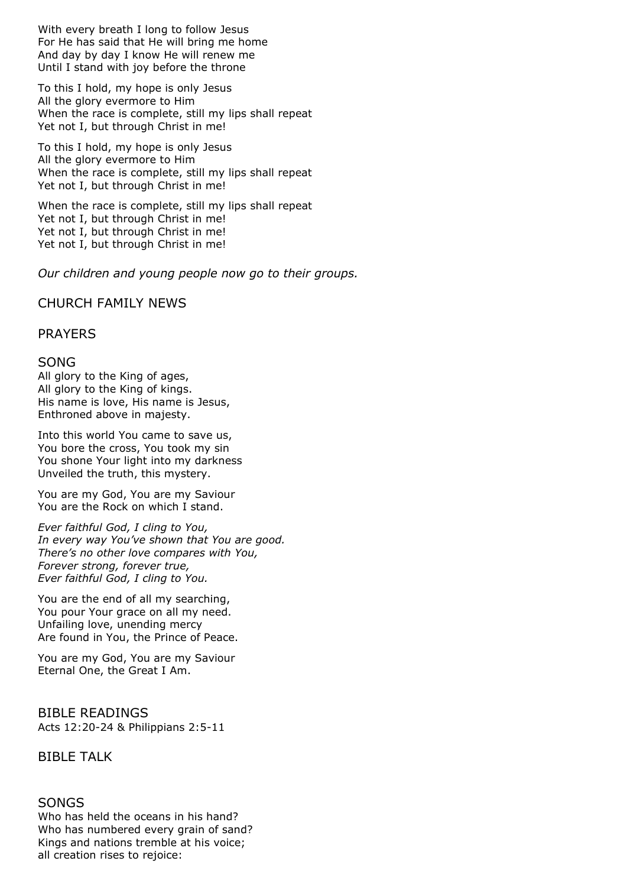With every breath I long to follow Jesus
For He has said that He will bring me home
And day by day I know He will renew me
Until I stand with joy before the throne

To this I hold, my hope is only Jesus
All the glory evermore to Him
When the race is complete, still my lips shall repeat
Yet not I, but through Christ in me!

To this I hold, my hope is only Jesus
All the glory evermore to Him
When the race is complete, still my lips shall repeat
Yet not I, but through Christ in me!

When the race is complete, still my lips shall repeat
Yet not I, but through Christ in me!
Yet not I, but through Christ in me!
Yet not I, but through Christ in me!

*Our children and young people now go to their groups.*

## CHURCH FAMILY NEWS

## PRAYERS

## SONG

All glory to the King of ages,
All glory to the King of kings.
His name is love, His name is Jesus,
Enthroned above in majesty.

Into this world You came to save us,
You bore the cross, You took my sin
You shone Your light into my darkness
Unveiled the truth, this mystery.

You are my God, You are my Saviour
You are the Rock on which I stand.

*Ever faithful God, I cling to You,*
*In every way You've shown that You are good.*
*There's no other love compares with You,*
*Forever strong, forever true,*
*Ever faithful God, I cling to You.*

You are the end of all my searching,
You pour Your grace on all my need.
Unfailing love, unending mercy
Are found in You, the Prince of Peace.

You are my God, You are my Saviour
Eternal One, the Great I Am.

## BIBLE READINGS

Acts 12:20-24 & Philippians 2:5-11

## BIBLE TALK

## SONGS

Who has held the oceans in his hand?
Who has numbered every grain of sand?
Kings and nations tremble at his voice;
all creation rises to rejoice: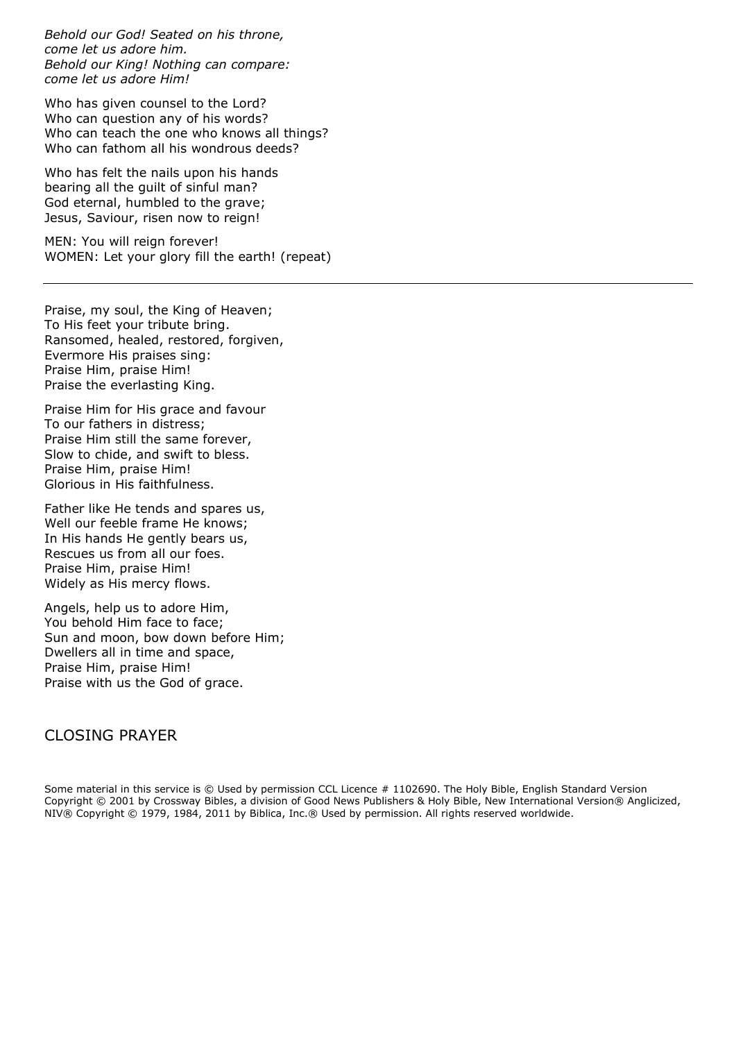*Behold our God! Seated on his throne,*
*come let us adore him.*
*Behold our King! Nothing can compare:*
*come let us adore Him!*

Who has given counsel to the Lord?
Who can question any of his words?
Who can teach the one who knows all things?
Who can fathom all his wondrous deeds?

Who has felt the nails upon his hands
bearing all the guilt of sinful man?
God eternal, humbled to the grave;
Jesus, Saviour, risen now to reign!

MEN: You will reign forever!
WOMEN: Let your glory fill the earth! (repeat)

---

Praise, my soul, the King of Heaven;
To His feet your tribute bring.
Ransomed, healed, restored, forgiven,
Evermore His praises sing:
Praise Him, praise Him!
Praise the everlasting King.

Praise Him for His grace and favour
To our fathers in distress;
Praise Him still the same forever,
Slow to chide, and swift to bless.
Praise Him, praise Him!
Glorious in His faithfulness.

Father like He tends and spares us,
Well our feeble frame He knows;
In His hands He gently bears us,
Rescues us from all our foes.
Praise Him, praise Him!
Widely as His mercy flows.

Angels, help us to adore Him,
You behold Him face to face;
Sun and moon, bow down before Him;
Dwellers all in time and space,
Praise Him, praise Him!
Praise with us the God of grace.

## CLOSING PRAYER

Some material in this service is © Used by permission CCL Licence # 1102690. The Holy Bible, English Standard Version Copyright © 2001 by Crossway Bibles, a division of Good News Publishers & Holy Bible, New International Version® Anglicized, NIV® Copyright © 1979, 1984, 2011 by Biblica, Inc.® Used by permission. All rights reserved worldwide.